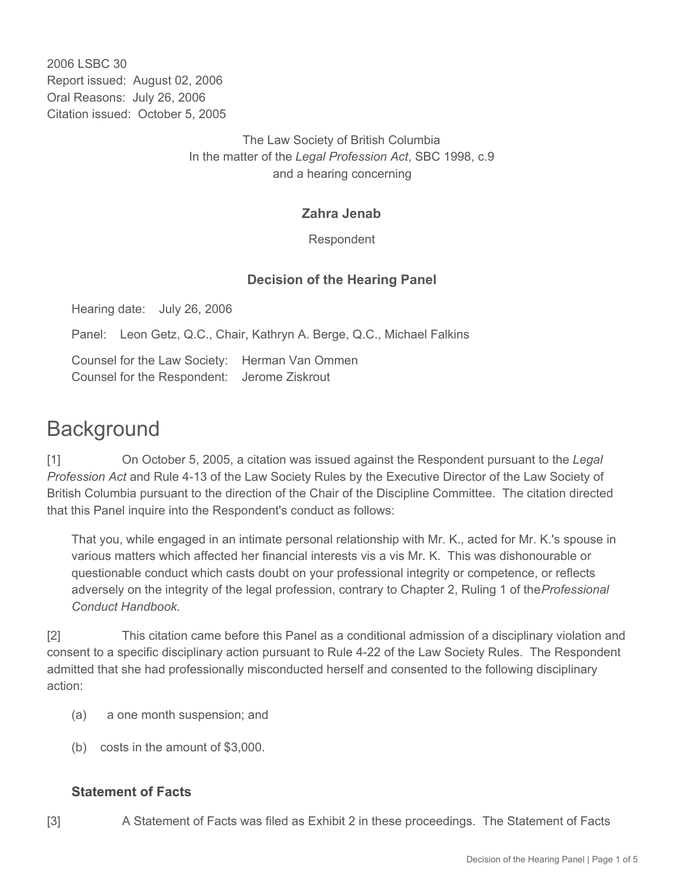2006 LSBC 30
Report issued: August 02, 2006
Oral Reasons: July 26, 2006
Citation issued: October 5, 2005

The Law Society of British Columbia
In the matter of the *Legal Profession Act*, SBC 1998, c.9
and a hearing concerning

**Zahra Jenab**

Respondent

**Decision of the Hearing Panel**

Hearing date: July 26, 2006

Panel: Leon Getz, Q.C., Chair, Kathryn A. Berge, Q.C., Michael Falkins

Counsel for the Law Society: Herman Van Ommen
Counsel for the Respondent: Jerome Ziskrout

# Background

[1] On October 5, 2005, a citation was issued against the Respondent pursuant to the *Legal Profession Act* and Rule 4-13 of the Law Society Rules by the Executive Director of the Law Society of British Columbia pursuant to the direction of the Chair of the Discipline Committee. The citation directed that this Panel inquire into the Respondent's conduct as follows:

> That you, while engaged in an intimate personal relationship with Mr. K., acted for Mr. K.'s spouse in various matters which affected her financial interests vis a vis Mr. K. This was dishonourable or questionable conduct which casts doubt on your professional integrity or competence, or reflects adversely on the integrity of the legal profession, contrary to Chapter 2, Ruling 1 of the *Professional Conduct Handbook*.

[2] This citation came before this Panel as a conditional admission of a disciplinary violation and consent to a specific disciplinary action pursuant to Rule 4-22 of the Law Society Rules. The Respondent admitted that she had professionally misconducted herself and consented to the following disciplinary action:

(a) a one month suspension; and

(b) costs in the amount of $3,000.

### Statement of Facts

[3] A Statement of Facts was filed as Exhibit 2 in these proceedings. The Statement of Facts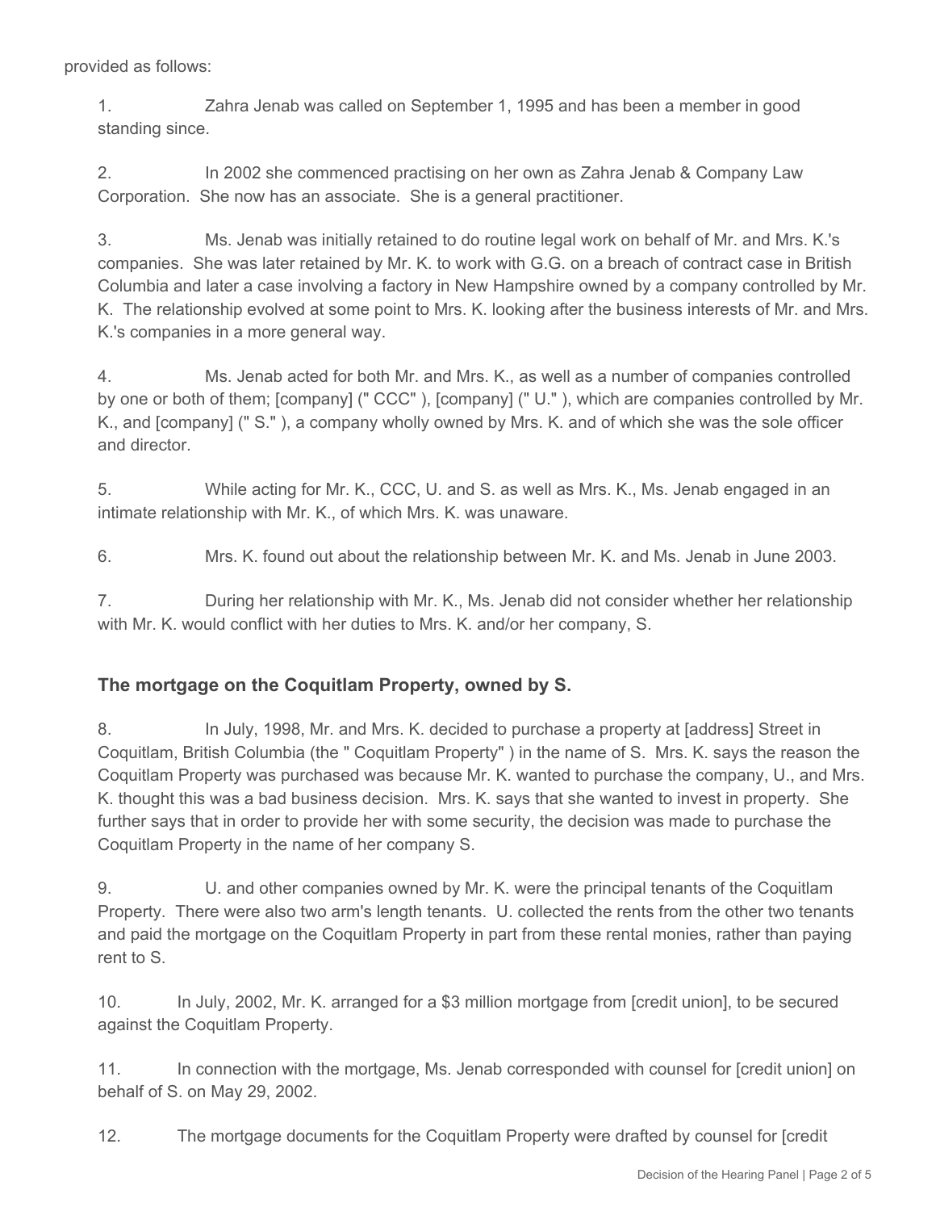provided as follows:

1. Zahra Jenab was called on September 1, 1995 and has been a member in good standing since.

2. In 2002 she commenced practising on her own as Zahra Jenab & Company Law Corporation. She now has an associate. She is a general practitioner.

3. Ms. Jenab was initially retained to do routine legal work on behalf of Mr. and Mrs. K.'s companies. She was later retained by Mr. K. to work with G.G. on a breach of contract case in British Columbia and later a case involving a factory in New Hampshire owned by a company controlled by Mr. K. The relationship evolved at some point to Mrs. K. looking after the business interests of Mr. and Mrs. K.'s companies in a more general way.

4. Ms. Jenab acted for both Mr. and Mrs. K., as well as a number of companies controlled by one or both of them; [company] (" CCC" ), [company] (" U." ), which are companies controlled by Mr. K., and [company] (" S." ), a company wholly owned by Mrs. K. and of which she was the sole officer and director.

5. While acting for Mr. K., CCC, U. and S. as well as Mrs. K., Ms. Jenab engaged in an intimate relationship with Mr. K., of which Mrs. K. was unaware.

6. Mrs. K. found out about the relationship between Mr. K. and Ms. Jenab in June 2003.

7. During her relationship with Mr. K., Ms. Jenab did not consider whether her relationship with Mr. K would conflict with her duties to Mrs. K. and/or her company, S.

### The mortgage on the Coquitlam Property, owned by S.

8. In July, 1998, Mr. and Mrs. K. decided to purchase a property at [address] Street in Coquitlam, British Columbia (the " Coquitlam Property" ) in the name of S. Mrs. K. says the reason the Coquitlam Property was purchased was because Mr. K. wanted to purchase the company, U., and Mrs. K. thought this was a bad business decision. Mrs. K. says that she wanted to invest in property. She further says that in order to provide her with some security, the decision was made to purchase the Coquitlam Property in the name of her company S.

9. U. and other companies owned by Mr. K. were the principal tenants of the Coquitlam Property. There were also two arm's length tenants. U. collected the rents from the other two tenants and paid the mortgage on the Coquitlam Property in part from these rental monies, rather than paying rent to S.

10. In July, 2002, Mr. K. arranged for a $3 million mortgage from [credit union], to be secured against the Coquitlam Property.

11. In connection with the mortgage, Ms. Jenab corresponded with counsel for [credit union] on behalf of S. on May 29, 2002.

12. The mortgage documents for the Coquitlam Property were drafted by counsel for [credit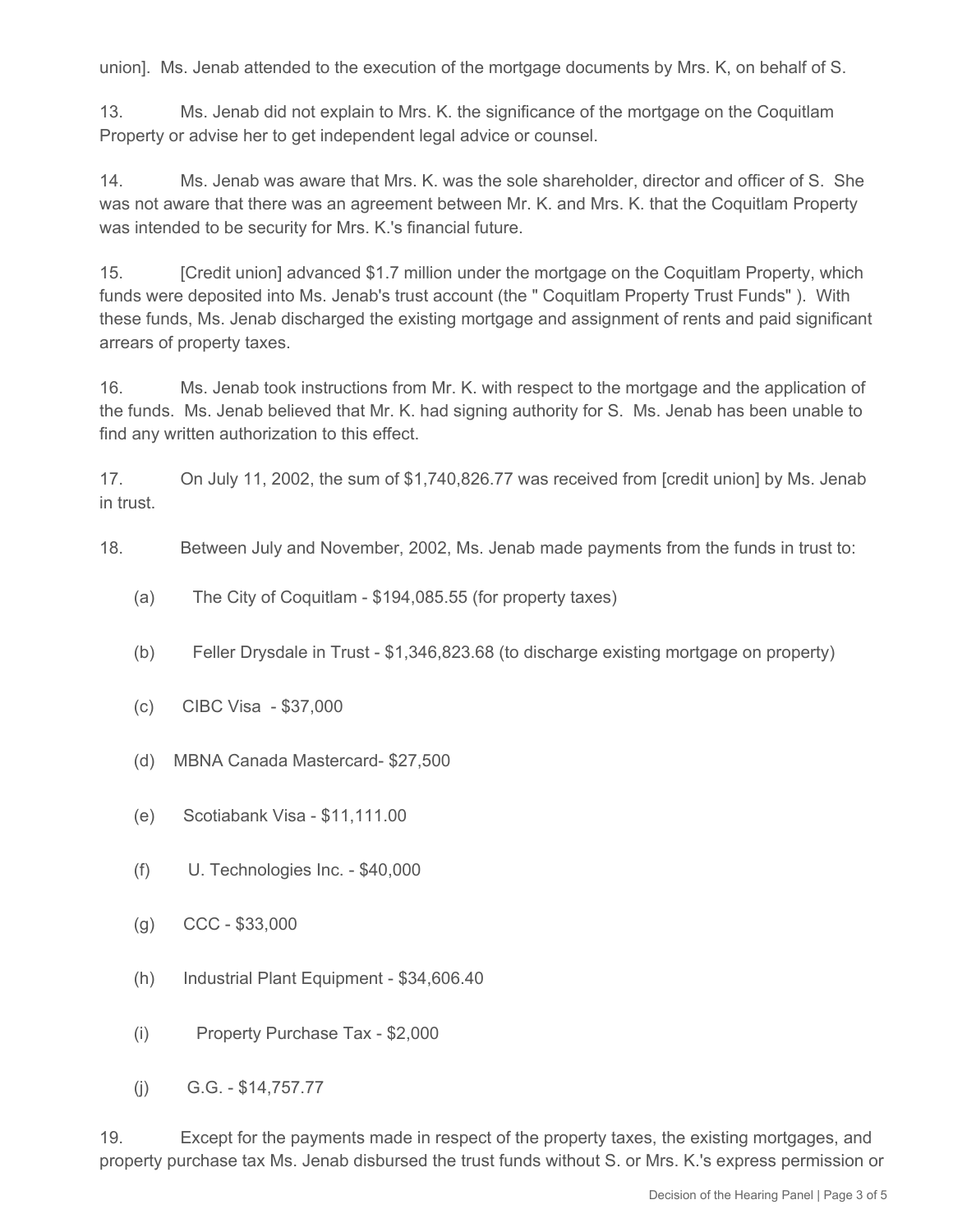union]. Ms. Jenab attended to the execution of the mortgage documents by Mrs. K, on behalf of S.

13. Ms. Jenab did not explain to Mrs. K. the significance of the mortgage on the Coquitlam Property or advise her to get independent legal advice or counsel.

14. Ms. Jenab was aware that Mrs. K. was the sole shareholder, director and officer of S. She was not aware that there was an agreement between Mr. K. and Mrs. K. that the Coquitlam Property was intended to be security for Mrs. K.'s financial future.

15. [Credit union] advanced $1.7 million under the mortgage on the Coquitlam Property, which funds were deposited into Ms. Jenab's trust account (the " Coquitlam Property Trust Funds" ). With these funds, Ms. Jenab discharged the existing mortgage and assignment of rents and paid significant arrears of property taxes.

16. Ms. Jenab took instructions from Mr. K. with respect to the mortgage and the application of the funds. Ms. Jenab believed that Mr. K. had signing authority for S. Ms. Jenab has been unable to find any written authorization to this effect.

17. On July 11, 2002, the sum of $1,740,826.77 was received from [credit union] by Ms. Jenab in trust.

18. Between July and November, 2002, Ms. Jenab made payments from the funds in trust to:

(a) The City of Coquitlam - $194,085.55 (for property taxes)

(b) Feller Drysdale in Trust - $1,346,823.68 (to discharge existing mortgage on property)

(c) CIBC Visa - $37,000

(d) MBNA Canada Mastercard- $27,500

(e) Scotiabank Visa - $11,111.00

(f) U. Technologies Inc. - $40,000

(g) CCC - $33,000

(h) Industrial Plant Equipment - $34,606.40

(i) Property Purchase Tax - $2,000

(j) G.G. - $14,757.77

19. Except for the payments made in respect of the property taxes, the existing mortgages, and property purchase tax Ms. Jenab disbursed the trust funds without S. or Mrs. K.'s express permission or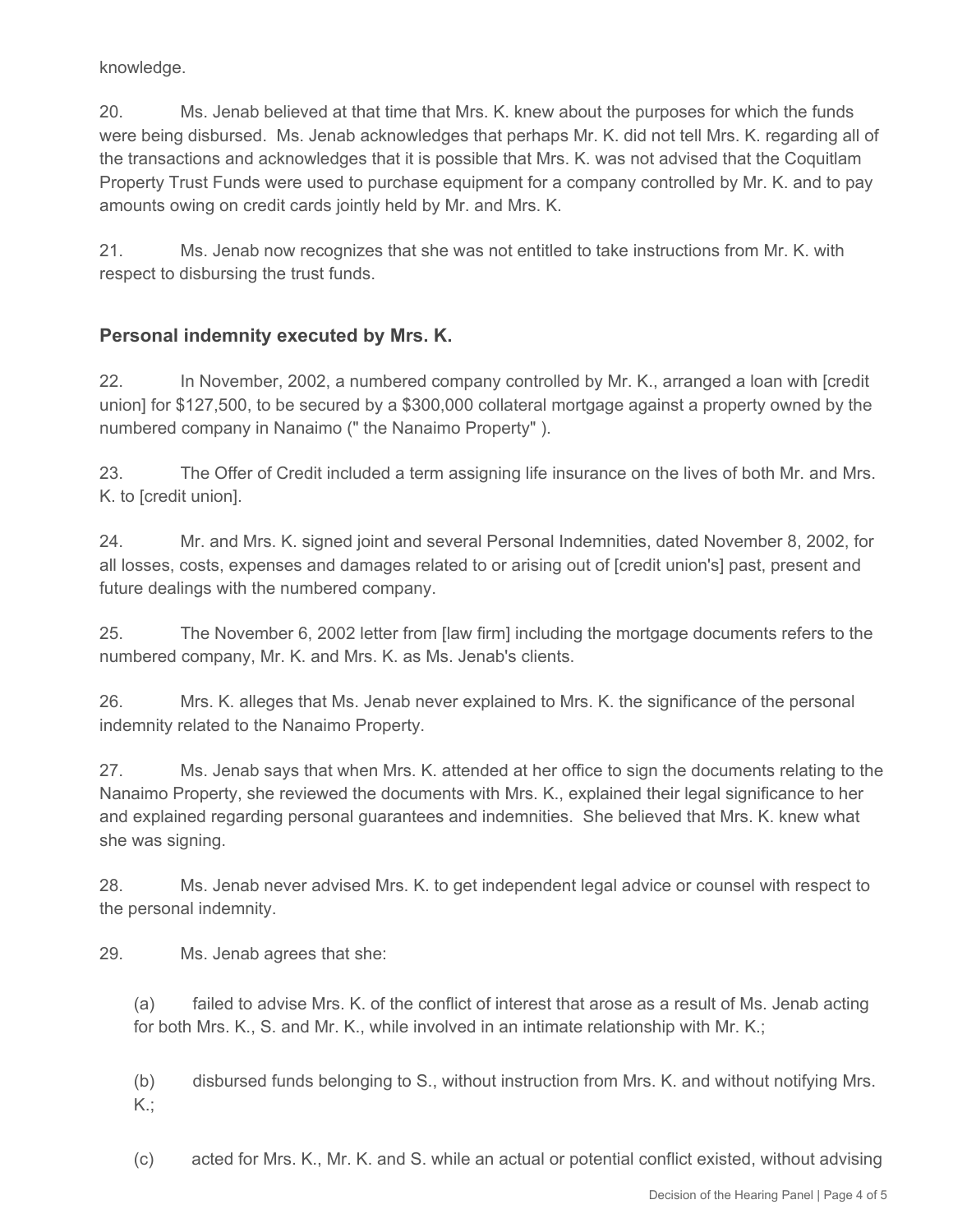knowledge.

20. Ms. Jenab believed at that time that Mrs. K. knew about the purposes for which the funds were being disbursed. Ms. Jenab acknowledges that perhaps Mr. K. did not tell Mrs. K. regarding all of the transactions and acknowledges that it is possible that Mrs. K. was not advised that the Coquitlam Property Trust Funds were used to purchase equipment for a company controlled by Mr. K. and to pay amounts owing on credit cards jointly held by Mr. and Mrs. K.

21. Ms. Jenab now recognizes that she was not entitled to take instructions from Mr. K. with respect to disbursing the trust funds.

## Personal indemnity executed by Mrs. K.

22. In November, 2002, a numbered company controlled by Mr. K., arranged a loan with [credit union] for $127,500, to be secured by a $300,000 collateral mortgage against a property owned by the numbered company in Nanaimo (" the Nanaimo Property" ).

23. The Offer of Credit included a term assigning life insurance on the lives of both Mr. and Mrs. K. to [credit union].

24. Mr. and Mrs. K. signed joint and several Personal Indemnities, dated November 8, 2002, for all losses, costs, expenses and damages related to or arising out of [credit union's] past, present and future dealings with the numbered company.

25. The November 6, 2002 letter from [law firm] including the mortgage documents refers to the numbered company, Mr. K. and Mrs. K. as Ms. Jenab's clients.

26. Mrs. K. alleges that Ms. Jenab never explained to Mrs. K. the significance of the personal indemnity related to the Nanaimo Property.

27. Ms. Jenab says that when Mrs. K. attended at her office to sign the documents relating to the Nanaimo Property, she reviewed the documents with Mrs. K., explained their legal significance to her and explained regarding personal guarantees and indemnities. She believed that Mrs. K. knew what she was signing.

28. Ms. Jenab never advised Mrs. K. to get independent legal advice or counsel with respect to the personal indemnity.

29. Ms. Jenab agrees that she:

(a) failed to advise Mrs. K. of the conflict of interest that arose as a result of Ms. Jenab acting for both Mrs. K., S. and Mr. K., while involved in an intimate relationship with Mr. K.;

(b) disbursed funds belonging to S., without instruction from Mrs. K. and without notifying Mrs. K.;

(c) acted for Mrs. K., Mr. K. and S. while an actual or potential conflict existed, without advising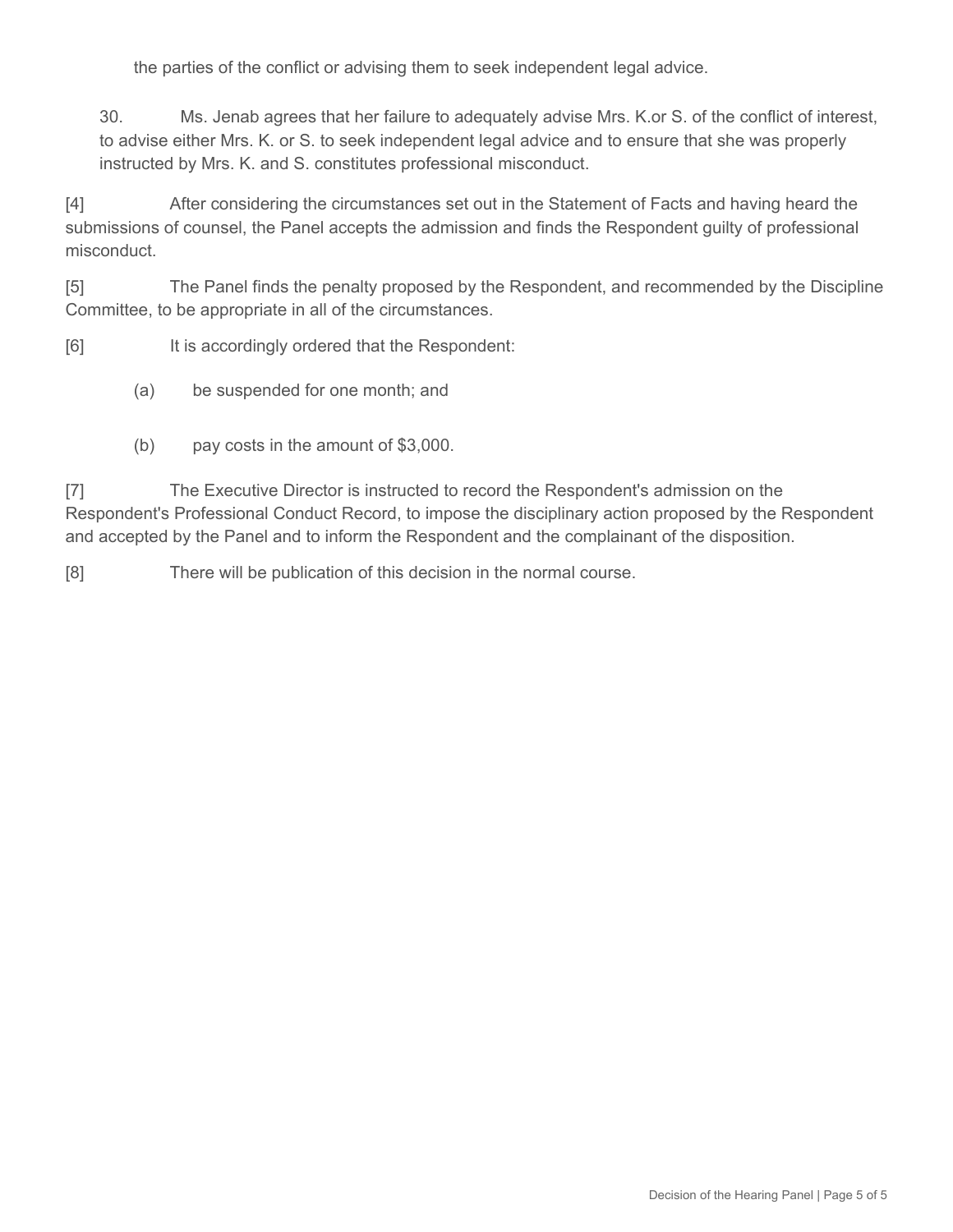the parties of the conflict or advising them to seek independent legal advice.

30. Ms. Jenab agrees that her failure to adequately advise Mrs. K.or S. of the conflict of interest, to advise either Mrs. K. or S. to seek independent legal advice and to ensure that she was properly instructed by Mrs. K. and S. constitutes professional misconduct.

[4] After considering the circumstances set out in the Statement of Facts and having heard the submissions of counsel, the Panel accepts the admission and finds the Respondent guilty of professional misconduct.

[5] The Panel finds the penalty proposed by the Respondent, and recommended by the Discipline Committee, to be appropriate in all of the circumstances.

[6] It is accordingly ordered that the Respondent:

(a) be suspended for one month; and

(b) pay costs in the amount of $3,000.

[7] The Executive Director is instructed to record the Respondent's admission on the Respondent's Professional Conduct Record, to impose the disciplinary action proposed by the Respondent and accepted by the Panel and to inform the Respondent and the complainant of the disposition.

[8] There will be publication of this decision in the normal course.